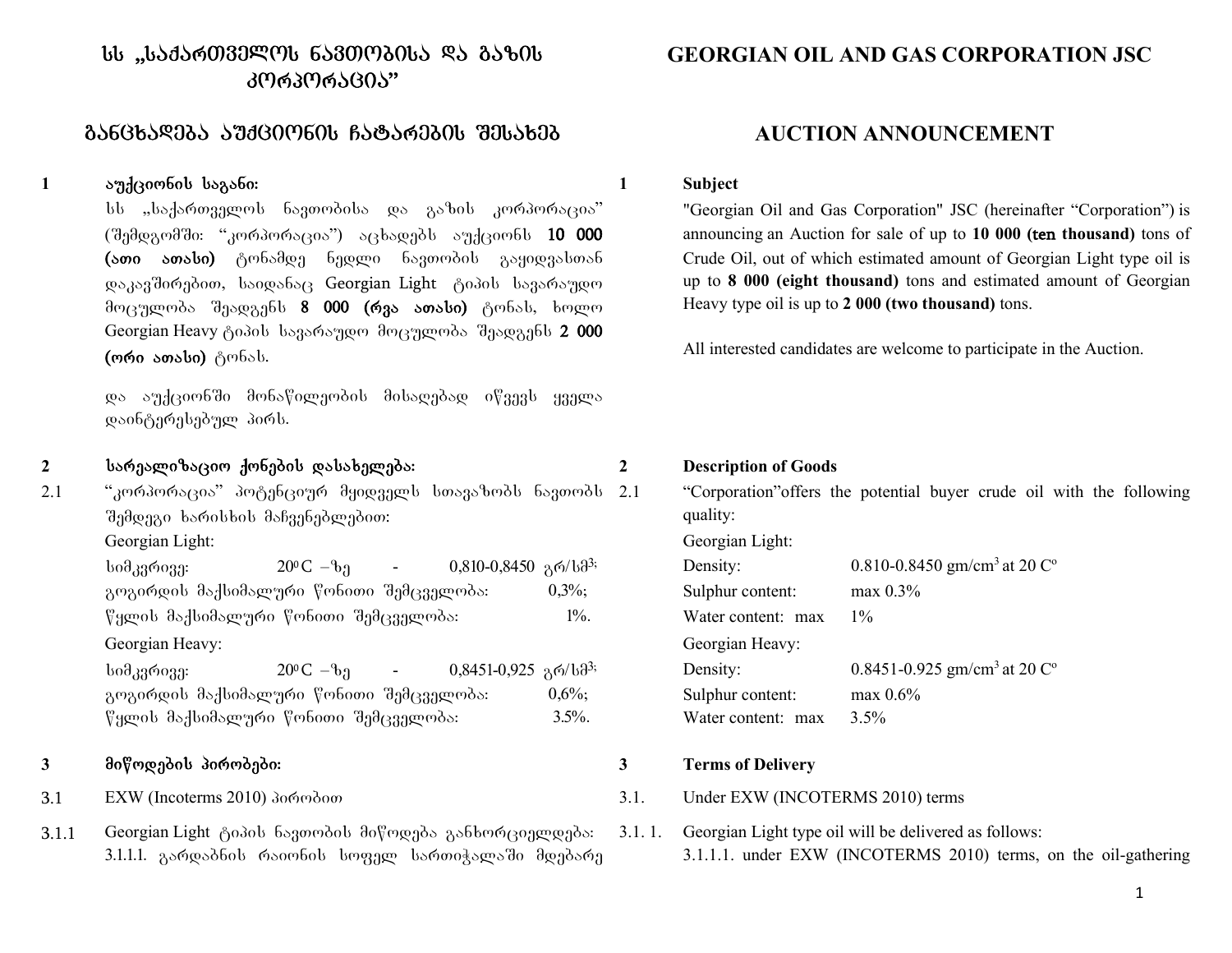# სს „საქართველოს ნავთობისა და გაზის კორპორაცია"

## განცხადება აუქციონის ჩატარების შესახებ

**1 აუქციონის საგანი:**

სს „საქართველოს ნავთობისა და გაზის კორპორაცია" (შემდგომში: "კორპორაცია") აცხადებს აუქციონს **10 000 (ათი ათასი)** ტონამდე ნედლი ნავთობის გაყიდვასთან დაკავშირებით, საიდანაც Georgian Light ტიპის სავარაუდო მოცულობა შეადგენს **8 000 (რვა ათასი)** ტონას, ხოლო Georgian Heavy ტიპის სავარაუდო მოცულობა შეადგენს **2 000 (ორი ათასი)** ტონას.

და აუქციონში მონაწილეობის მისაღებად იწვევს ყველა დაინტერესებულ პირს.

**2 სარეალიზაციო ქონების დასახელება:**

2.1 "კორპორაცია" პოტენციურ მყიდველს სთავაზობს ნავთობს შემდეგი ხარისხის მაჩვენებლებით:

Georgian Light:

სიმკვრივე: 20ºC –ზე - 0,810-0,8450 გრ/სმ³;
გოგირდის მაქსიმალური წონითი შემცველობა: 0,3%;
წყლის მაქსიმალური წონითი შემცველობა: 1%.

Georgian Heavy:

სიმკვრივე: 20ºC –ზე - 0,8451-0,925 გრ/სმ³;
გოგირდის მაქსიმალური წონითი შემცველობა: 0,6%;
წყლის მაქსიმალური წონითი შემცველობა: 3.5%.

**3 მიწოდების პირობები:**

3.1 EXW (Incoterms 2010) პირობით

3.1.1 Georgian Light ტიპის ნავთობის მიწოდება განხორციელდება:
3.1.1.1. გარდაბნის რაიონის სოფელ სართიჭალაში მდებარე

# GEORGIAN OIL AND GAS CORPORATION JSC

## AUCTION ANNOUNCEMENT

**1 Subject**

"Georgian Oil and Gas Corporation" JSC (hereinafter "Corporation") is announcing an Auction for sale of up to **10 000 (ten thousand)** tons of Crude Oil, out of which estimated amount of Georgian Light type oil is up to **8 000 (eight thousand)** tons and estimated amount of Georgian Heavy type oil is up to **2 000 (two thousand)** tons.

All interested candidates are welcome to participate in the Auction.

**2 Description of Goods**

2.1 "Corporation"offers the potential buyer crude oil with the following quality:

Georgian Light:

| | |
|---|---|
| Density: | 0.810-0.8450 gm/cm³ at 20 Cº |
| Sulphur content: | max 0.3% |
| Water content: max | 1% |

Georgian Heavy:

| | |
|---|---|
| Density: | 0.8451-0.925 gm/cm³ at 20 Cº |
| Sulphur content: | max 0.6% |
| Water content: max | 3.5% |

**3 Terms of Delivery**

3.1. Under EXW (INCOTERMS 2010) terms

3.1. 1. Georgian Light type oil will be delivered as follows:
3.1.1.1. under EXW (INCOTERMS 2010) terms, on the oil-gathering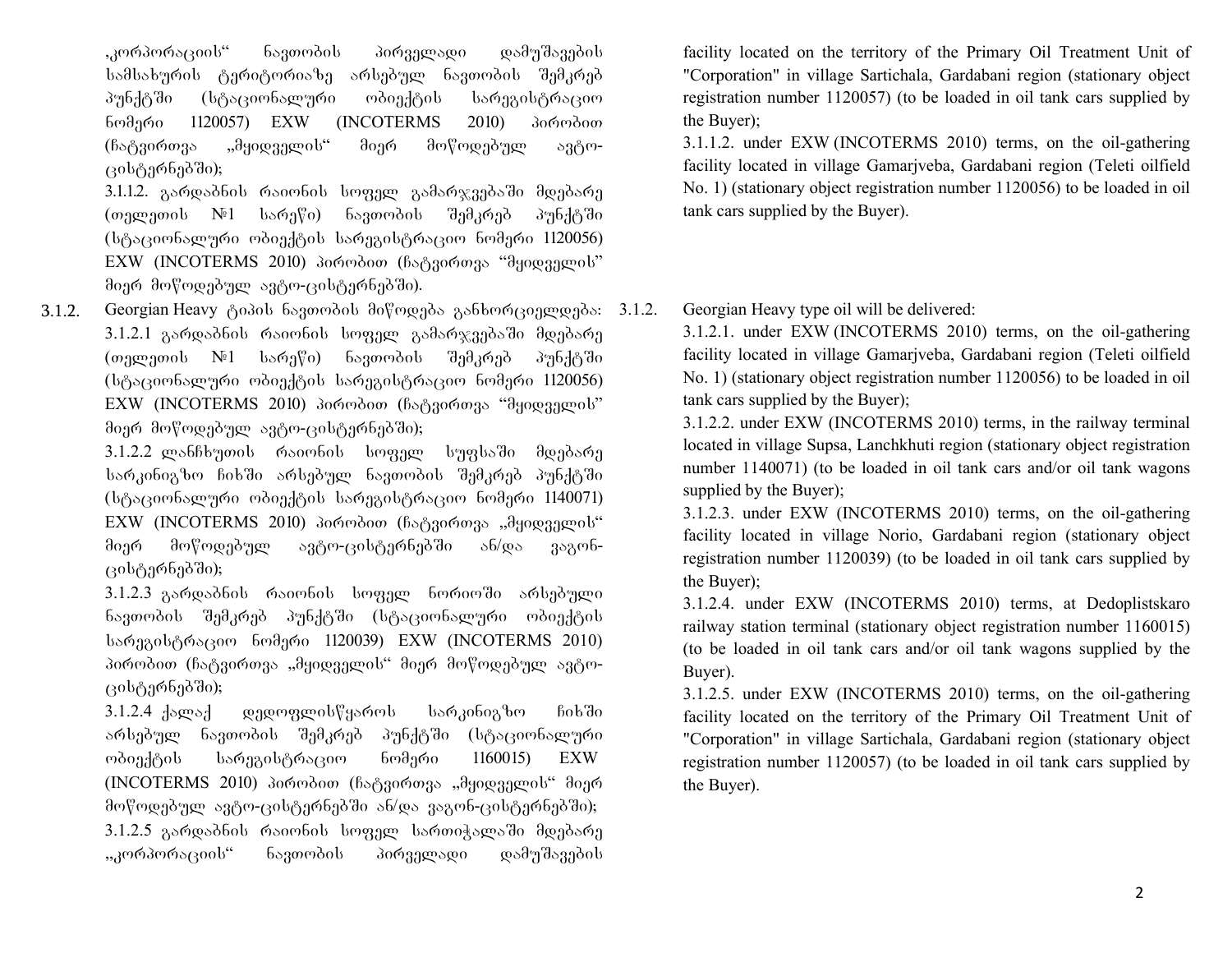„კორპორაციის" ნავთობის პირველადი დამუშავების სამსახურის ტერიტორიაზე არსებულ ნავთობის შემკრებ პუნქტში (სტაციონალური ობიექტის სარეგისტრაციო ნომერი 1120057) EXW (INCOTERMS 2010) პირობით (ჩატვირთვა „მყიდველის" მიერ მოწოდებულ ავტო-ცისტერნებში);

3.1.1.2. გარდაბნის რაიონის სოფელ გამარჯვებაში მდებარე (თელეთის №1 სარეწი) ნავთობის შემკრებ პუნქტში (სტაციონალური ობიექტის სარეგისტრაციო ნომერი 1120056) EXW (INCOTERMS 2010) პირობით (ჩატვირთვა "მყიდველის" მიერ მოწოდებულ ავტო-ცისტერნებში).

3.1.2. Georgian Heavy ტიპის ნავთობის მიწოდება განხორციელდება:

3.1.2.1 გარდაბნის რაიონის სოფელ გამარჯვებაში მდებარე (თელეთის №1 სარეწი) ნავთობის შემკრებ პუნქტში (სტაციონალური ობიექტის სარეგისტრაციო ნომერი 1120056) EXW (INCOTERMS 2010) პირობით (ჩატვირთვა "მყიდველის" მიერ მოწოდებულ ავტო-ცისტერნებში);

3.1.2.2 ლანჩხუთის რაიონის სოფელ სუფსაში მდებარე სარკინიგზო ჩიხში არსებულ ნავთობის შემკრებ პუნქტში (სტაციონალური ობიექტის სარეგისტრაციო ნომერი 1140071) EXW (INCOTERMS 2010) პირობით (ჩატვირთვა „მყიდველის" მიერ მოწოდებულ ავტო-ცისტერნებში ან/და ვაგონ-ცისტერნებში);

3.1.2.3 გარდაბნის რაიონის სოფელ ნორიოში არსებული ნავთობის შემკრებ პუნქტში (სტაციონალური ობიექტის სარეგისტრაციო ნომერი 1120039) EXW (INCOTERMS 2010) პირობით (ჩატვირთვა „მყიდველის" მიერ მოწოდებულ ავტო-ცისტერნებში);

3.1.2.4 ქალაქ დედოფლისწყაროს სარკინიგზო ჩიხში არსებულ ნავთობის შემკრებ პუნქტში (სტაციონალური ობიექტის სარეგისტრაციო ნომერი 1160015) EXW (INCOTERMS 2010) პირობით (ჩატვირთვა „მყიდველის" მიერ მოწოდებულ ავტო-ცისტერნებში ან/და ვაგონ-ცისტერნებში);

3.1.2.5 გარდაბნის რაიონის სოფელ სართიჭალაში მდებარე „კორპორაციის" ნავთობის პირველადი დამუშავების

facility located on the territory of the Primary Oil Treatment Unit of "Corporation" in village Sartichala, Gardabani region (stationary object registration number 1120057) (to be loaded in oil tank cars supplied by the Buyer);

3.1.1.2. under EXW (INCOTERMS 2010) terms, on the oil-gathering facility located in village Gamarjveba, Gardabani region (Teleti oilfield No. 1) (stationary object registration number 1120056) to be loaded in oil tank cars supplied by the Buyer).

3.1.2. Georgian Heavy type oil will be delivered:

3.1.2.1. under EXW (INCOTERMS 2010) terms, on the oil-gathering facility located in village Gamarjveba, Gardabani region (Teleti oilfield No. 1) (stationary object registration number 1120056) to be loaded in oil tank cars supplied by the Buyer);

3.1.2.2. under EXW (INCOTERMS 2010) terms, in the railway terminal located in village Supsa, Lanchkhuti region (stationary object registration number 1140071) (to be loaded in oil tank cars and/or oil tank wagons supplied by the Buyer);

3.1.2.3. under EXW (INCOTERMS 2010) terms, on the oil-gathering facility located in village Norio, Gardabani region (stationary object registration number 1120039) (to be loaded in oil tank cars supplied by the Buyer);

3.1.2.4. under EXW (INCOTERMS 2010) terms, at Dedoplistskaro railway station terminal (stationary object registration number 1160015) (to be loaded in oil tank cars and/or oil tank wagons supplied by the Buyer).

3.1.2.5. under EXW (INCOTERMS 2010) terms, on the oil-gathering facility located on the territory of the Primary Oil Treatment Unit of "Corporation" in village Sartichala, Gardabani region (stationary object registration number 1120057) (to be loaded in oil tank cars supplied by the Buyer).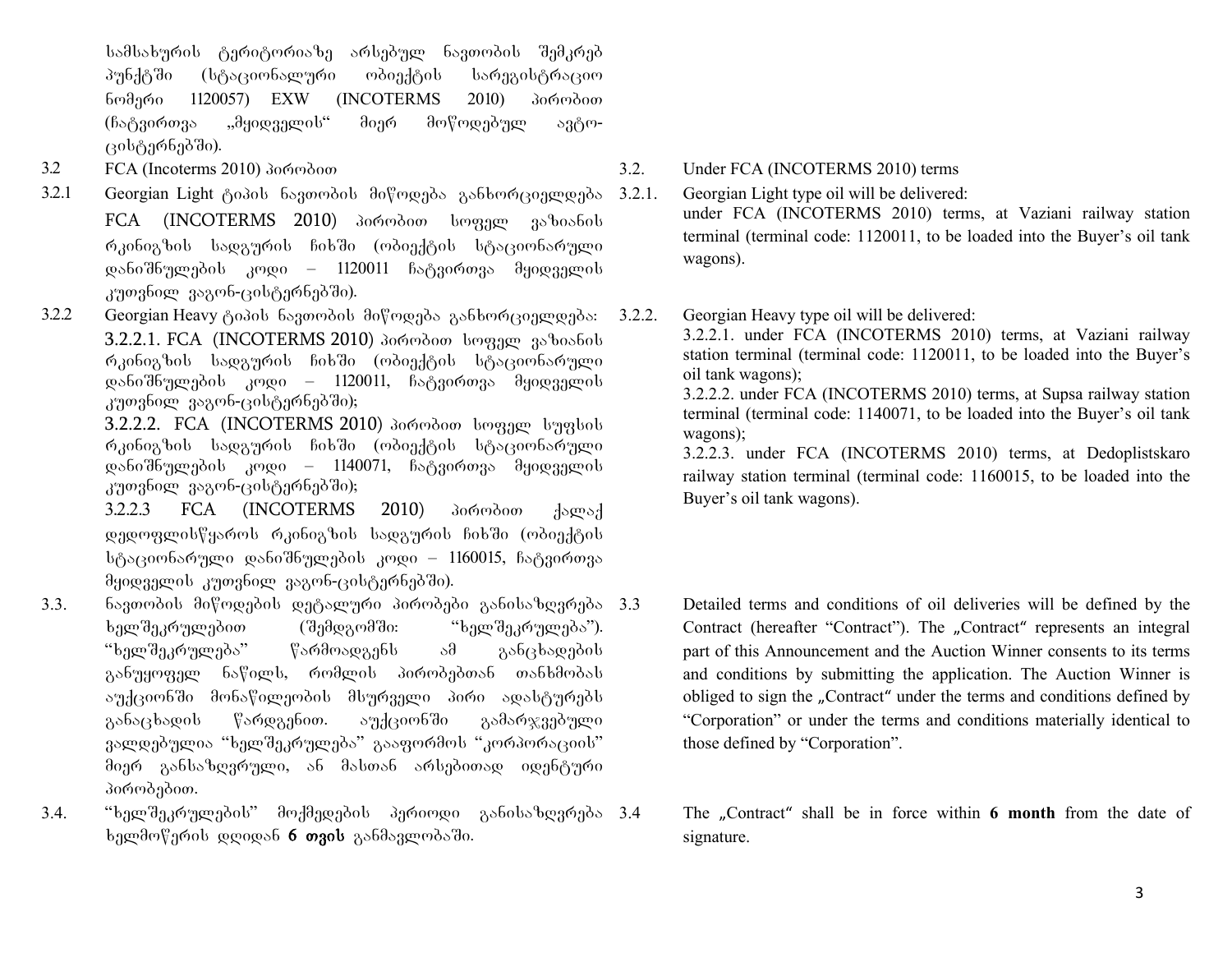სამსახურის ტერიტორიაზე არსებულ ნავთობის შემკრებ პუნქტში (სტაციონალური ობიექტის სარეგისტრაციო ნომერი 1120057) EXW (INCOTERMS 2010) პირობით (ჩატვირთვა „მყიდველის" მიერ მოწოდებულ ავტო-ცისტერნებში).

3.2 FCA (Incoterms 2010) პირობით

3.2.1 Georgian Light ტიპის ნავთობის მიწოდება განხორციელდება FCA (INCOTERMS 2010) პირობით სოფელ ვაზიანის რკინიგზის სადგურის ჩიხში (ობიექტის სტაციონარული დანიშნულების კოდი – 1120011 ჩატვირთვა მყიდველის კუთვნილ ვაგონ-ცისტერნებში).

3.2.2 Georgian Heavy ტიპის ნავთობის მიწოდება განხორციელდება:

3.2.2.1. FCA (INCOTERMS 2010) პირობით სოფელ ვაზიანის რკინიგზის სადგურის ჩიხში (ობიექტის სტაციონარული დანიშნულების კოდი – 1120011, ჩატვირთვა მყიდველის კუთვნილ ვაგონ-ცისტერნებში);

3.2.2.2. FCA (INCOTERMS 2010) პირობით სოფელ სუფსის რკინიგზის სადგურის ჩიხში (ობიექტის სტაციონარული დანიშნულების კოდი – 1140071, ჩატვირთვა მყიდველის კუთვნილ ვაგონ-ცისტერნებში);

3.2.2.3 FCA (INCOTERMS 2010) პირობით ქალაქ დედოფლისწყაროს რკინიგზის სადგურის ჩიხში (ობიექტის სტაციონარული დანიშნულების კოდი – 1160015, ჩატვირთვა მყიდველის კუთვნილ ვაგონ-ცისტერნებში).

3.3. ნავთობის მიწოდების დეტალური პირობები განისაზღვრება ხელშეკრულებით (შემდგომში: "ხელშეკრულება"). "ხელშეკრულება" წარმოადგენს ამ განცხადების განუყოფელ ნაწილს, რომლის პირობებთან თანხმობას აუქციონში მონაწილეობის მსურველი პირი ადასტურებს განაცხადის წარდგენით. აუქციონში გამარჯვებული ვალდებულია "ხელშეკრულება" გააფორმოს "კორპორაციის" მიერ განსაზღვრული, ან მასთან არსებითად იდენტური პირობებით.

3.4. "ხელშეკრულების" მოქმედების პერიოდი განისაზღვრება ხელმოწერის დღიდან **6 თვის** განმავლობაში.

3.2. Under FCA (INCOTERMS 2010) terms

3.2.1. Georgian Light type oil will be delivered:
under FCA (INCOTERMS 2010) terms, at Vaziani railway station terminal (terminal code: 1120011, to be loaded into the Buyer's oil tank wagons).

3.2.2. Georgian Heavy type oil will be delivered:

3.2.2.1. under FCA (INCOTERMS 2010) terms, at Vaziani railway station terminal (terminal code: 1120011, to be loaded into the Buyer's oil tank wagons);

3.2.2.2. under FCA (INCOTERMS 2010) terms, at Supsa railway station terminal (terminal code: 1140071, to be loaded into the Buyer's oil tank wagons);

3.2.2.3. under FCA (INCOTERMS 2010) terms, at Dedoplistskaro railway station terminal (terminal code: 1160015, to be loaded into the Buyer's oil tank wagons).

3.3 Detailed terms and conditions of oil deliveries will be defined by the Contract (hereafter "Contract"). The „Contract" represents an integral part of this Announcement and the Auction Winner consents to its terms and conditions by submitting the application. The Auction Winner is obliged to sign the „Contract" under the terms and conditions defined by "Corporation" or under the terms and conditions materially identical to those defined by "Corporation".

3.4 The „Contract" shall be in force within **6 month** from the date of signature.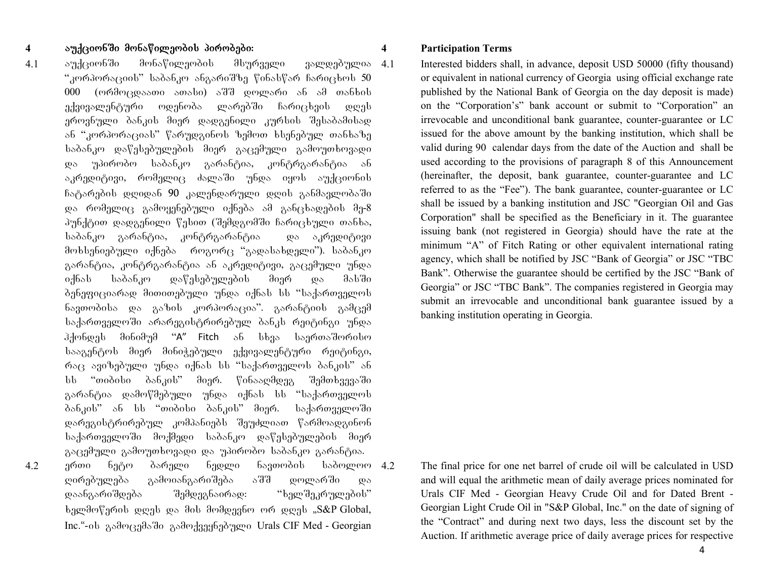## 4 აუქციონში მონაწილეობის პირობები:

4.1 აუქციონში მონაწილეობის მსურველი ვალდებულია "კორპორაციის" საბანკო ანგარიშზე წინასწარ ჩარიცხოს 50 000 (ორმოცდაათი ათასი) აშშ დოლარი ან ამ თანხის ექვივალენტური ოდენობა ლარებში ჩარიცხვის დღეს ეროვნული ბანკის მიერ დადგენილი კურსის შესაბამისად ან "კორპორაციას" წარუდგინოს ზემოთ ხსენებულ თანხაზე საბანკო დაწესებულების მიერ გაცემული გამოუთხოვადი და უპირობო საბანკო გარანტია, კონტრგარანტია ან აკრედიტივი, რომელიც ძალაში უნდა იყოს აუქციონის ჩატარების დღიდან 90 კალენდარული დღის განმავლობაში და რომელიც გამოყენებული იქნება ამ განცხადების მე-8 პუნქტით დადგენილი წესით (შემდგომში ჩარიცხული თანხა, საბანკო გარანტია, კონტრგარანტია და აკრედიტივი მოხსენიებული იქნება როგორც "გადასახდელი"). საბანკო გარანტია, კონტრგარანტია ან აკრედიტივი, გაცემული უნდა იქნას საბანკო დაწესებულების მიერ და მასში ბენეფიციარად მითითებული უნდა იქნას სს "საქართველოს ნავთობისა და გაზის კორპორაცია". გარანტიის გამცემ საქართველოში არარეგისტრირებულ ბანკს რეიტინგი უნდა ჰქონდეს მინიმუმ "A" Fitch ან სხვა საერთაშორისო სააგენტოს მიერ მინიჭებული ექვივალენტური რეიტინგი, რაც ავიზებული უნდა იქნას სს "საქართველოს ბანკის" ან სს "თიბისი ბანკის" მიერ. წინააღმდეგ შემთხვევაში გარანტია დამოწმებული უნდა იქნას სს "საქართველოს ბანკის" ან სს "თიბისი ბანკის" მიერ. საქართველოში დარეგისტრირებულ კომპანიებს შეუძლიათ წარმოადგინონ საქართველოში მოქმედი საბანკო დაწესებულების მიერ გაცემული გამოუთხოვადი და უპირობო საბანკო გარანტია.

4.2 ერთი ნეტო ბარელი ნედლი ნავთობის საბოლოო ღირებულება გამოიანგარიშება აშშ დოლარში და დაანგარიშდება შემდეგნაირად: "ხელშეკრულების" ხელმოწერის დღეს და მის მომდევნო ორ დღეს „S&P Global, Inc."-ის გამოცემაში გამოქვეყნებული Urals CIF Med - Georgian

## 4 Participation Terms

4.1 Interested bidders shall, in advance, deposit USD 50000 (fifty thousand) or equivalent in national currency of Georgia using official exchange rate published by the National Bank of Georgia on the day deposit is made) on the "Corporation's" bank account or submit to "Corporation" an irrevocable and unconditional bank guarantee, counter-guarantee or LC issued for the above amount by the banking institution, which shall be valid during 90 calendar days from the date of the Auction and shall be used according to the provisions of paragraph 8 of this Announcement (hereinafter, the deposit, bank guarantee, counter-guarantee and LC referred to as the "Fee"). The bank guarantee, counter-guarantee or LC shall be issued by a banking institution and JSC "Georgian Oil and Gas Corporation" shall be specified as the Beneficiary in it. The guarantee issuing bank (not registered in Georgia) should have the rate at the minimum "A" of Fitch Rating or other equivalent international rating agency, which shall be notified by JSC "Bank of Georgia" or JSC "TBC Bank". Otherwise the guarantee should be certified by the JSC "Bank of Georgia" or JSC "TBC Bank". The companies registered in Georgia may submit an irrevocable and unconditional bank guarantee issued by a banking institution operating in Georgia.

4.2 The final price for one net barrel of crude oil will be calculated in USD and will equal the arithmetic mean of daily average prices nominated for Urals CIF Med - Georgian Heavy Crude Oil and for Dated Brent - Georgian Light Crude Oil in "S&P Global, Inc." on the date of signing of the "Contract" and during next two days, less the discount set by the Auction. If arithmetic average price of daily average prices for respective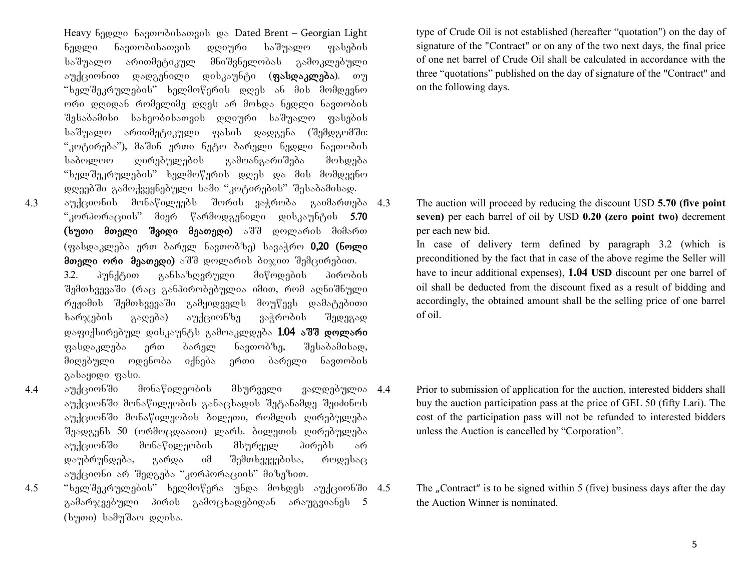Heavy ნედლი ნავთობისათვის და Dated Brent – Georgian Light ნედლი ნავთობისათვის დღიური საშუალო ფასების საშუალო არითმეტიკულ მნიშვნელობას გამოკლებული აუქციონით დადგენილი დისკაუნტი (**ფასდაკლება**). თუ "ხელშეკრულების" ხელმოწერის დღეს ან მის მომდევნო ორი დღიდან რომელიმე დღეს არ მოხდა ნედლი ნავთობის შესაბამისი სახეობისათვის დღიური საშუალო ფასების საშუალო არითმეტიკული ფასის დადგენა (შემდგომში: "კოტირება"), მაშინ ერთი ნეტო ბარელი ნედლი ნავთობის საბოლოო ღირებულების გამოანგარიშება მოხდება "ხელშეკრულების" ხელმოწერის დღეს და მის მომდევნო დღეებში გამოქვეყნებული სამი "კოტირების" შესაბამისად.

type of Crude Oil is not established (hereafter "quotation") on the day of signature of the "Contract" or on any of the two next days, the final price of one net barrel of Crude Oil shall be calculated in accordance with the three "quotations" published on the day of signature of the "Contract" and on the following days.

4.3 აუქციონის მონაწილეებს შორის ვაჭრობა გაიმართება "კორპორაციის" მიერ წარმოდგენილი დისკაუნტის **5.70 (ხუთი მთელი შვიდი მეათედი)** აშშ დოლარის მიმართ (ფასდაკლება ერთ ბარელ ნავთობზე) სავაჭრო **0,20 (ნოლი მთელი ორი მეათედი)** აშშ დოლარის ბიჯით შემცირებით.

3.2. პუნქტით განსაზღვრული მიწოდების პირობის შემთხვევაში (რაც განპირობებულია იმით, რომ აღნიშნული რეჟიმის შემთხვევაში გამყიდველს მოუწევს დამატებითი ხარჯების გაღება) აუქციონზე ვაჭრობის შედეგად დაფიქსირებულ დისკაუნტს გამოაკლდება **1.04 აშშ დოლარი** ფასდაკლება ერთ ბარელ ნავთობზე, შესაბამისად, მიღებული ოდენობა იქნება ერთი ბარელი ნავთობის გასაყიდი ფასი.

4.3 The auction will proceed by reducing the discount USD **5.70 (five point seven)** per each barrel of oil by USD **0.20 (zero point two)** decrement per each new bid.

In case of delivery term defined by paragraph 3.2 (which is preconditioned by the fact that in case of the above regime the Seller will have to incur additional expenses), **1.04 USD** discount per one barrel of oil shall be deducted from the discount fixed as a result of bidding and accordingly, the obtained amount shall be the selling price of one barrel of oil.

4.4 აუქციონში მონაწილეობის მსურველი ვალდებულია აუქციონში მონაწილეობის განაცხადის შეტანამდე შეიძინოს აუქციონში მონაწილეობის ბილეთი, რომლის ღირებულება შეადგენს 50 (ორმოცდაათი) ლარს. ბილეთის ღირებულება აუქციონში მონაწილეობის მსურველ პირებს არ დაუბრუნდება, გარდა იმ შემთხვევებისა, როდესაც აუქციონი არ შედგება "კორპორაციის" მიზეზით.

4.4 Prior to submission of application for the auction, interested bidders shall buy the auction participation pass at the price of GEL 50 (fifty Lari). The cost of the participation pass will not be refunded to interested bidders unless the Auction is cancelled by "Corporation".

4.5 "ხელშეკრულების" ხელმოწერა უნდა მოხდეს აუქციონში გამარჯვებული პირის გამოცხადებიდან არაუგვიანეს 5 (ხუთი) სამუშაო დღისა.

4.5 The „Contract" is to be signed within 5 (five) business days after the day the Auction Winner is nominated.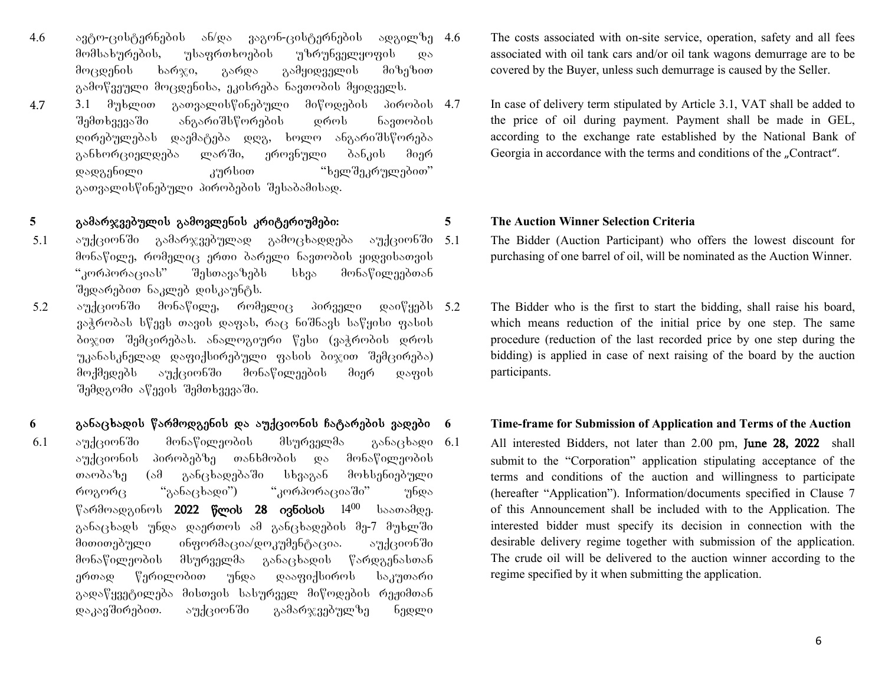4.6 ავტო-ცისტერნების ან/და ვაგონ-ცისტერნების ადგილზე მომსახურების, უსაფრთხოების უზრუნველყოფის და მოცდენის ხარჯი, გარდა გამყიდველის მიზეზით გამოწვეული მოცდენისა, ეკისრება ნავთობის მყიდველს.

4.7 3.1 მუხლით გათვალისწინებული მიწოდების პირობის შემთხვევაში ანგარიშსწორების დროს ნავთობის ღირებულებას დაემატება დღგ, ხოლო ანგარიშსწორება განხორციელდება ლარში, ეროვნული ბანკის მიერ დადგენილი კურსით "ხელშეკრულებით" გათვალისწინებული პირობების შესაბამისად.

## 5 გამარჯვებულის გამოვლენის კრიტერიუმები:

5.1 აუქციონში გამარჯვებულად გამოცხადდება აუქციონში მონაწილე, რომელიც ერთი ბარელი ნავთობის ყიდვისათვის "კორპორაციას" შესთავაზებს სხვა მონაწილეებთან შედარებით ნაკლებ დისკაუნტს.

5.2 აუქციონში მონაწილე, რომელიც პირველი დაიწყებს ვაჭრობას სწევს თავის დაფას, რაც ნიშნავს საწყისი ფასის ბიჯით შემცირებას. ანალოგიური წესი (ვაჭრობის დროს უკანასკნელად დაფიქსირებული ფასის ბიჯით შემცირება) მოქმედებს აუქციონში მონაწილეების მიერ დაფის შემდგომი აწევის შემთხვევაში.

## 6 განაცხადის წარმოდგენის და აუქციონის ჩატარების ვადები

6.1 აუქციონში მონაწილეობის მსურველმა განაცხადი აუქციონის პირობებზე თანხმობის და მონაწილეობის თაობაზე (ამ განცხადებაში სხვაგან მოხსენიებული როგორც "განაცხადი") "კორპორაციაში" უნდა წარმოადგინოს **2022 წლის 28 ივნისის** 14[00] საათამდე. განაცხადს უნდა დაერთოს ამ განცხადების მე-7 მუხლში მითითებული ინფორმაცია/დოკუმენტაცია. აუქციონში მონაწილეობის მსურველმა განაცხადის წარდგენასთან ერთად წერილობით უნდა დააფიქსიროს საკუთარი გადაწყვეტილება მისთვის სასურველ მიწოდების რეჟიმთან დაკავშირებით. აუქციონში გამარჯვებულზე ნედლი

4.6 The costs associated with on-site service, operation, safety and all fees associated with oil tank cars and/or oil tank wagons demurrage are to be covered by the Buyer, unless such demurrage is caused by the Seller.

4.7 In case of delivery term stipulated by Article 3.1, VAT shall be added to the price of oil during payment. Payment shall be made in GEL, according to the exchange rate established by the National Bank of Georgia in accordance with the terms and conditions of the „Contract".

## 5 The Auction Winner Selection Criteria

5.1 The Bidder (Auction Participant) who offers the lowest discount for purchasing of one barrel of oil, will be nominated as the Auction Winner.

5.2 The Bidder who is the first to start the bidding, shall raise his board, which means reduction of the initial price by one step. The same procedure (reduction of the last recorded price by one step during the bidding) is applied in case of next raising of the board by the auction participants.

## 6 Time-frame for Submission of Application and Terms of the Auction

6.1 All interested Bidders, not later than 2.00 pm, **June 28, 2022** shall submit to the "Corporation" application stipulating acceptance of the terms and conditions of the auction and willingness to participate (hereafter "Application"). Information/documents specified in Clause 7 of this Announcement shall be included with to the Application. The interested bidder must specify its decision in connection with the desirable delivery regime together with submission of the application. The crude oil will be delivered to the auction winner according to the regime specified by it when submitting the application.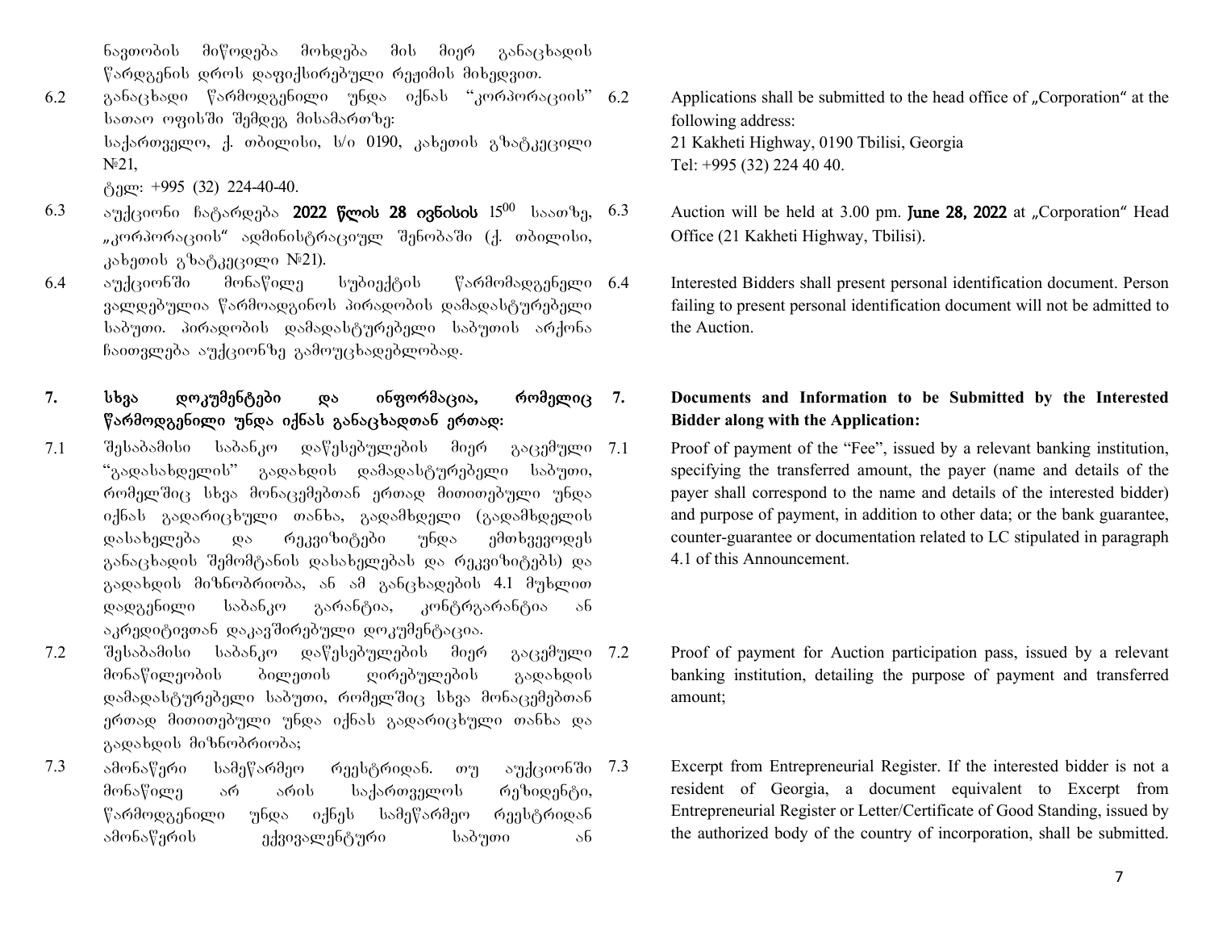ნავთობის მიწოდება მოხდება მის მიერ განაცხადის წარდგენის დროს დაფიქსირებული რეჟიმის მიხედვით.

6.2 განაცხადი წარმოდგენილი უნდა იქნას "კორპორაციის" სათაო ოფისში შემდეგ მისამართზე:
საქართველო, ქ. თბილისი, ს/ი 0190, კახეთის გზატკეცილი №21,
ტელ: +995 (32) 224-40-40.

6.3 აუქციონი ჩატარდება **2022 წლის 28 ივნისის** 15[00] საათზე, „კორპორაციის" ადმინისტრაციულ შენობაში (ქ. თბილისი, კახეთის გზატკეცილი №21).

6.4 აუქციონში მონაწილე სუბიექტის წარმომადგენელი ვალდებულია წარმოადგინოს პირადობის დამადასტურებელი საბუთი. პირადობის დამადასტურებელი საბუთის არქონა ჩაითვლება აუქციონზე გამოუცხადებლობად.

## 7. სხვა დოკუმენტები და ინფორმაცია, რომელიც წარმოდგენილი უნდა იქნას განაცხადთან ერთად:

7.1 შესაბამისი საბანკო დაწესებულების მიერ გაცემული "გადასახდელის" გადახდის დამადასტურებელი საბუთი, რომელშიც სხვა მონაცემებთან ერთად მითითებული უნდა იქნას გადარიცხული თანხა, გადამხდელი (გადამხდელის დასახელება და რეკვიზიტები უნდა ემთხვეოდეს განაცხადის შემომტანის დასახელებას და რეკვიზიტებს) და გადახდის მიზნობრიობა, ან ამ განცხადების 4.1 მუხლით დადგენილი საბანკო გარანტია, კონტრგარანტია ან აკრედიტივთან დაკავშირებული დოკუმენტაცია.

7.2 შესაბამისი საბანკო დაწესებულების მიერ გაცემული მონაწილეობის ბილეთის ღირებულების გადახდის დამადასტურებელი საბუთი, რომელშიც სხვა მონაცემებთან ერთად მითითებული უნდა იქნას გადარიცხული თანხა და გადახდის მიზნობრიობა;

7.3 ამონაწერი სამეწარმეო რეესტრიდან. თუ აუქციონში მონაწილე არ არის საქართველოს რეზიდენტი, წარმოდგენილი უნდა იქნეს სამეწარმეო რეესტრიდან ამონაწერის ექვივალენტური საბუთი ან

---

6.2 Applications shall be submitted to the head office of „Corporation" at the following address:
21 Kakheti Highway, 0190 Tbilisi, Georgia
Tel: +995 (32) 224 40 40.

6.3 Auction will be held at 3.00 pm. **June 28, 2022** at „Corporation" Head Office (21 Kakheti Highway, Tbilisi).

6.4 Interested Bidders shall present personal identification document. Person failing to present personal identification document will not be admitted to the Auction.

## 7. Documents and Information to be Submitted by the Interested Bidder along with the Application:

7.1 Proof of payment of the "Fee", issued by a relevant banking institution, specifying the transferred amount, the payer (name and details of the payer shall correspond to the name and details of the interested bidder) and purpose of payment, in addition to other data; or the bank guarantee, counter-guarantee or documentation related to LC stipulated in paragraph 4.1 of this Announcement.

7.2 Proof of payment for Auction participation pass, issued by a relevant banking institution, detailing the purpose of payment and transferred amount;

7.3 Excerpt from Entrepreneurial Register. If the interested bidder is not a resident of Georgia, a document equivalent to Excerpt from Entrepreneurial Register or Letter/Certificate of Good Standing, issued by the authorized body of the country of incorporation, shall be submitted.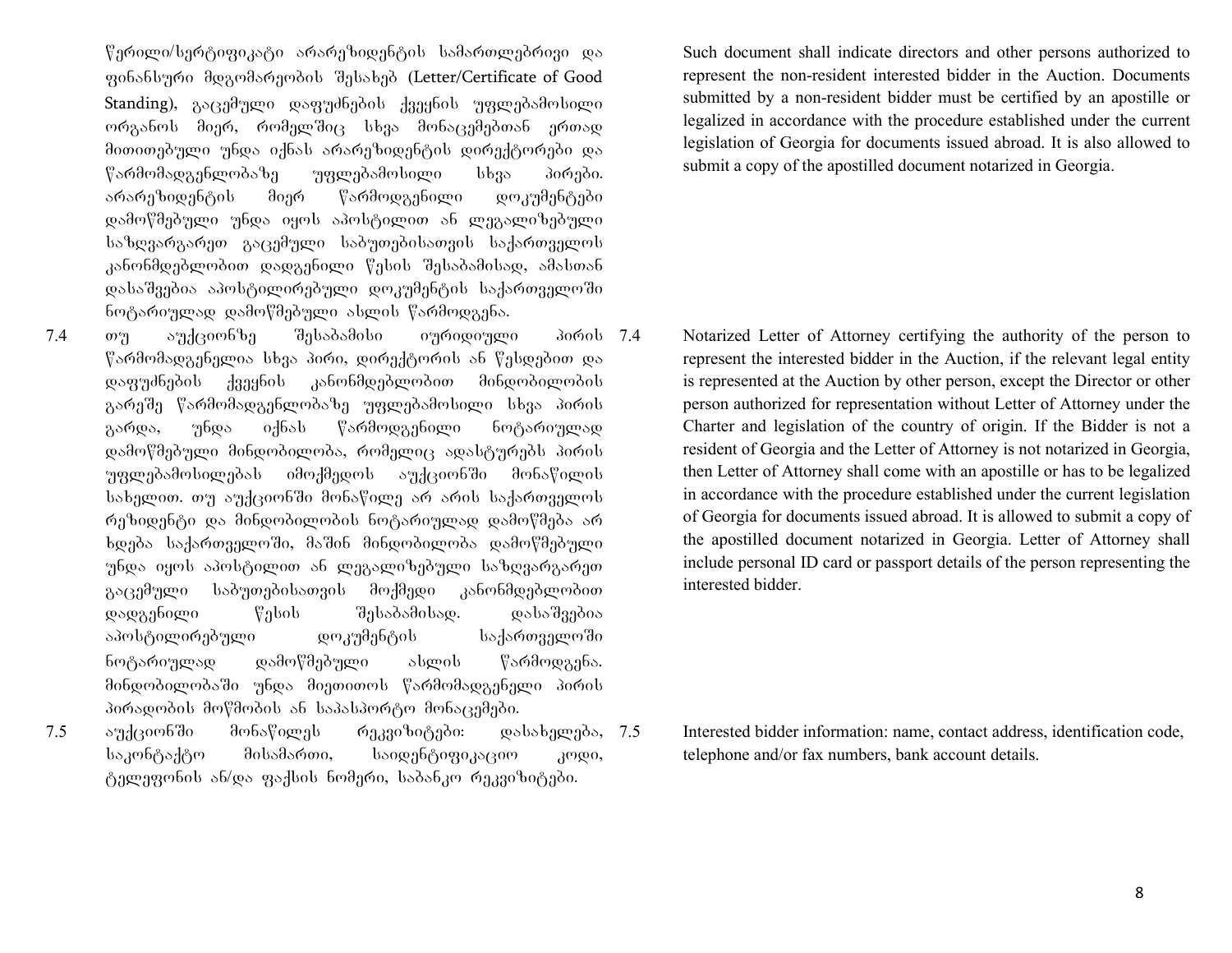წერილი/სერტიფიკატი არარეზიდენტის სამართლებრივი და ფინანსური მდგომარეობის შესახებ (Letter/Certificate of Good Standing), გაცემული დაფუძნების ქვეყნის უფლებამოსილი ორგანოს მიერ, რომელშიც სხვა მონაცემებთან ერთად მითითებული უნდა იქნას არარეზიდენტის დირექტორები და წარმომადგენლობაზე უფლებამოსილი სხვა პირები. არარეზიდენტის მიერ წარმოდგენილი დოკუმენტები დამოწმებული უნდა იყოს აპოსტილით ან ლეგალიზებული საზღვარგარეთ გაცემული საბუთებისათვის საქართველოს კანონმდებლობით დადგენილი წესის შესაბამისად, ამასთან დასაშვებია აპოსტილირებული დოკუმენტის საქართველოში ნოტარიულად დამოწმებული ასლის წარმოდგენა.

7.4 თუ აუქციონზე შესაბამისი იურიდიული პირის წარმომადგენელია სხვა პირი, დირექტორის ან წესდებით და დაფუძნების ქვეყნის კანონმდებლობით მინდობილობის გარეშე წარმომადგენლობაზე უფლებამოსილი სხვა პირის გარდა, უნდა იქნას წარმოდგენილი ნოტარიულად დამოწმებული მინდობილობა, რომელიც ადასტურებს პირის უფლებამოსილებას იმოქმედოს აუქციონში მონაწილის სახელით. თუ აუქციონში მონაწილე არ არის საქართველოს რეზიდენტი და მინდობილობის ნოტარიულად დამოწმება არ ხდება საქართველოში, მაშინ მინდობილობა დამოწმებული უნდა იყოს აპოსტილით ან ლეგალიზებული საზღვარგარეთ გაცემული საბუთებისათვის მოქმედი კანონმდებლობით დადგენილი წესის შესაბამისად. დასაშვებია აპოსტილირებული დოკუმენტის საქართველოში ნოტარიულად დამოწმებული ასლის წარმოდგენა. მინდობილობაში უნდა მიეთითოს წარმომადგენელი პირის პირადობის მოწმობის ან საპასპორტო მონაცემები.

7.5 აუქციონში მონაწილეს რეკვიზიტები: დასახელება, საკონტაქტო მისამართი, საიდენტიფიკაციო კოდი, ტელეფონის ან/და ფაქსის ნომერი, საბანკო რეკვიზიტები.

Such document shall indicate directors and other persons authorized to represent the non-resident interested bidder in the Auction. Documents submitted by a non-resident bidder must be certified by an apostille or legalized in accordance with the procedure established under the current legislation of Georgia for documents issued abroad. It is also allowed to submit a copy of the apostilled document notarized in Georgia.

7.4 Notarized Letter of Attorney certifying the authority of the person to represent the interested bidder in the Auction, if the relevant legal entity is represented at the Auction by other person, except the Director or other person authorized for representation without Letter of Attorney under the Charter and legislation of the country of origin. If the Bidder is not a resident of Georgia and the Letter of Attorney is not notarized in Georgia, then Letter of Attorney shall come with an apostille or has to be legalized in accordance with the procedure established under the current legislation of Georgia for documents issued abroad. It is allowed to submit a copy of the apostilled document notarized in Georgia. Letter of Attorney shall include personal ID card or passport details of the person representing the interested bidder.

7.5 Interested bidder information: name, contact address, identification code, telephone and/or fax numbers, bank account details.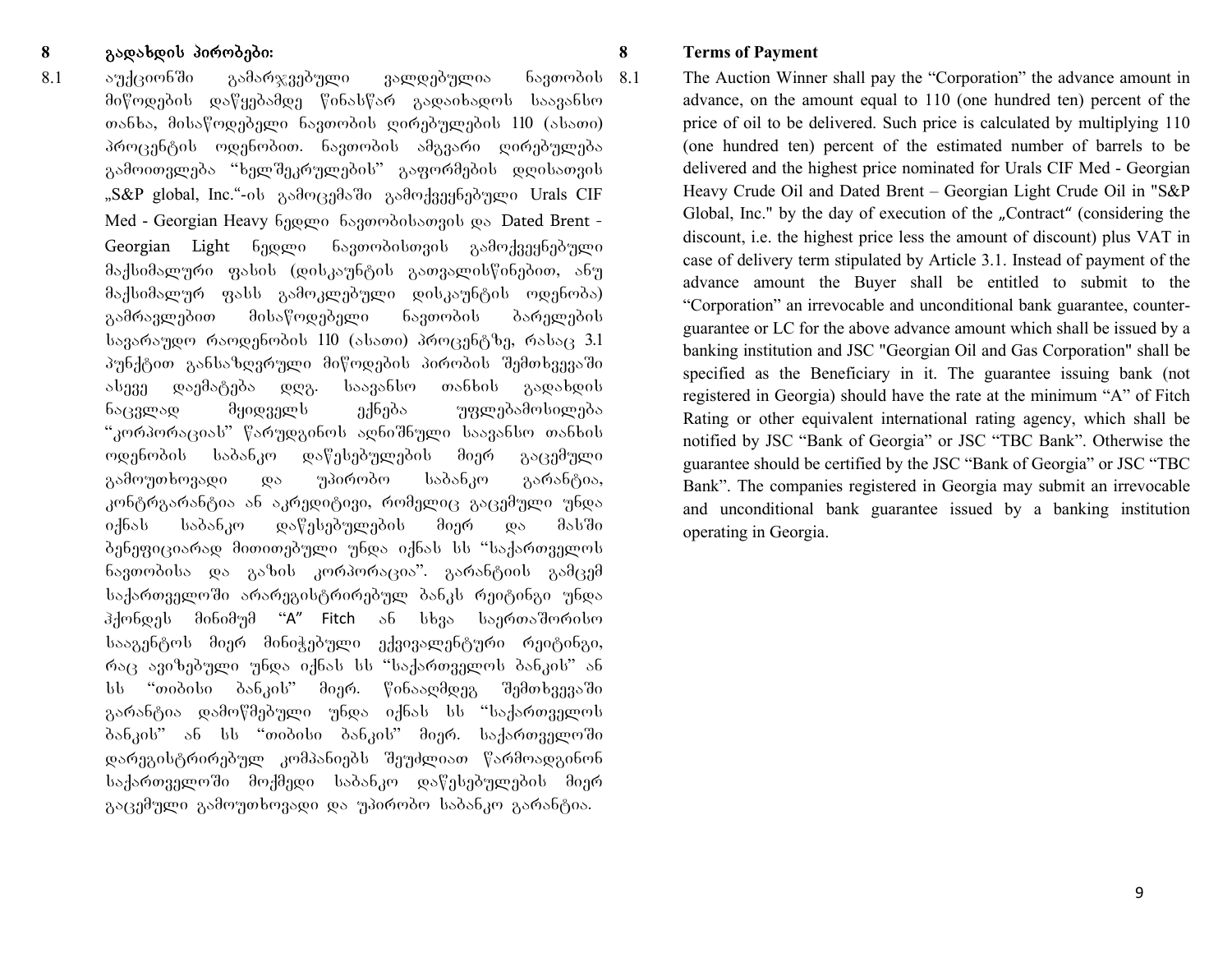## 8 გადახდის პირობები:

8.1 აუქციონში გამარჯვებული ვალდებულია ნავთობის მიწოდების დაწყებამდე წინასწარ გადაიხადოს საავანსო თანხა, მისაწოდებელი ნავთობის ღირებულების 110 (ასათი) პროცენტის ოდენობით. ნავთობის ამგვარი ღირებულება გამოითვლება "ხელშეკრულების" გაფორმების დღისათვის „S&P global, Inc."-ის გამოცემაში გამოქვეყნებული Urals CIF Med - Georgian Heavy ნედლი ნავთობისათვის და Dated Brent - Georgian Light ნედლი ნავთობისთვის გამოქვეყნებული მაქსიმალური ფასის (დისკაუნტის გათვალისწინებით, ანუ მაქსიმალურ ფასს გამოკლებული დისკაუნტის ოდენობა) გამრავლებით მისაწოდებელი ნავთობის ბარელების სავარაუდო რაოდენობის 110 (ასათი) პროცენტზე, რასაც 3.1 პუნქტით განსაზღვრული მიწოდების პირობის შემთხვევაში ასევე დაემატება დღგ. საავანსო თანხის გადახდის ნაცვლად მყიდველს ექნება უფლებამოსილება "კორპორაციას" წარუდგინოს აღნიშნული საავანსო თანხის ოდენობის საბანკო დაწესებულების მიერ გაცემული გამოუთხოვადი და უპირობო საბანკო გარანტია, კონტრგარანტია ან აკრედიტივი, რომელიც გაცემული უნდა იქნას საბანკო დაწესებულების მიერ და მასში ბენეფიციარად მითითებული უნდა იქნას სს "საქართველოს ნავთობისა და გაზის კორპორაცია". გარანტიის გამცემ საქართველოში არარეგისტრირებულ ბანკს რეიტინგი უნდა ჰქონდეს მინიმუმ "A" Fitch ან სხვა საერთაშორისო სააგენტოს მიერ მინიჭებული ექვივალენტური რეიტინგი, რაც ავიზებული უნდა იქნას სს "საქართველოს ბანკის" ან სს "თიბისი ბანკის" მიერ. წინააღმდეგ შემთხვევაში გარანტია დამოწმებული უნდა იქნას სს "საქართველოს ბანკის" ან სს "თიბისი ბანკის" მიერ. საქართველოში დარეგისტრირებულ კომპანიებს შეუძლიათ წარმოადგინონ საქართველოში მოქმედი საბანკო დაწესებულების მიერ გაცემული გამოუთხოვადი და უპირობო საბანკო გარანტია.

## 8 Terms of Payment

8.1 The Auction Winner shall pay the "Corporation" the advance amount in advance, on the amount equal to 110 (one hundred ten) percent of the price of oil to be delivered. Such price is calculated by multiplying 110 (one hundred ten) percent of the estimated number of barrels to be delivered and the highest price nominated for Urals CIF Med - Georgian Heavy Crude Oil and Dated Brent – Georgian Light Crude Oil in "S&P Global, Inc." by the day of execution of the „Contract" (considering the discount, i.e. the highest price less the amount of discount) plus VAT in case of delivery term stipulated by Article 3.1. Instead of payment of the advance amount the Buyer shall be entitled to submit to the "Corporation" an irrevocable and unconditional bank guarantee, counter-guarantee or LC for the above advance amount which shall be issued by a banking institution and JSC "Georgian Oil and Gas Corporation" shall be specified as the Beneficiary in it. The guarantee issuing bank (not registered in Georgia) should have the rate at the minimum "A" of Fitch Rating or other equivalent international rating agency, which shall be notified by JSC "Bank of Georgia" or JSC "TBC Bank". Otherwise the guarantee should be certified by the JSC "Bank of Georgia" or JSC "TBC Bank". The companies registered in Georgia may submit an irrevocable and unconditional bank guarantee issued by a banking institution operating in Georgia.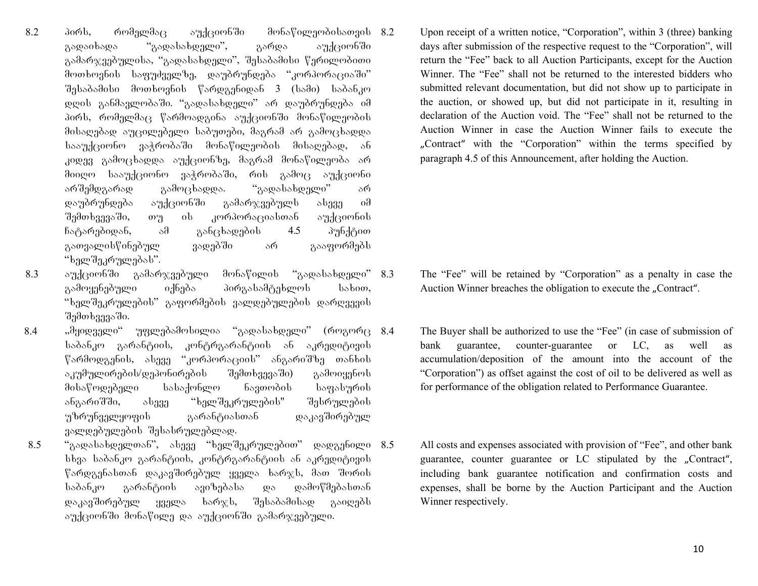8.2 პირს, რომელმაც აუქციონში მონაწილეობისათვის გადაიხადა "გადასახდელი", გარდა აუქციონში გამარჯვებულისა, "გადასახდელი", შესაბამისი წერილობითი მოთხოვნის საფუძველზე, დაუბრუნდება "კორპორაციაში" შესაბამისი მოთხოვნის წარდგენიდან 3 (სამი) საბანკო დღის განმავლობაში. "გადასახდელი" არ დაუბრუნდება იმ პირს, რომელმაც წარმოადგინა აუქციონში მონაწილეობის მისაღებად აუცილებელი საბუთები, მაგრამ არ გამოცხადდა სააუქციონო ვაჭრობაში მონაწილეობის მისაღებად, ან კიდევ გამოცხადდა აუქციონზე, მაგრამ მონაწილეობა არ მიიღო სააუქციონო ვაჭრობაში, რის გამოც აუქციონი არშემდგარად გამოცხადდა. "გადასახდელი" არ დაუბრუნდება აუქციონში გამარჯვებულს ასევე იმ შემთხვევაში, თუ ის კორპორაციასთან აუქციონის ჩატარებიდან, ამ განცხადების 4.5 პუნქტით გათვალისწინებულ ვადებში არ გააფორმებს "ხელშეკრულებას".

8.2 Upon receipt of a written notice, "Corporation", within 3 (three) banking days after submission of the respective request to the "Corporation", will return the "Fee" back to all Auction Participants, except for the Auction Winner. The "Fee" shall not be returned to the interested bidders who submitted relevant documentation, but did not show up to participate in the auction, or showed up, but did not participate in it, resulting in declaration of the Auction void. The "Fee" shall not be returned to the Auction Winner in case the Auction Winner fails to execute the „Contract" with the "Corporation" within the terms specified by paragraph 4.5 of this Announcement, after holding the Auction.

8.3 აუქციონში გამარჯვებული მონაწილის "გადასახდელი" გამოყენებული იქნება პირგასამტეხლოს სახით, "ხელშეკრულების" გაფორმების ვალდებულების დარღვევის შემთხვევაში.

8.3 The "Fee" will be retained by "Corporation" as a penalty in case the Auction Winner breaches the obligation to execute the „Contract".

8.4 „მყიდველი" უფლებამოსილია "გადასახდელი" (როგორც საბანკო გარანტიის, კონტრგარანტიის ან აკრედიტივის წარმოდგენის, ასევე "კორპორაციის" ანგარიშზე თანხის აკუმულირების/დეპონირების შემთხვევაში) გამოიყენოს მისაწოდებელი სასაქონლო ნავთობის საფასურის ანგარიშში, ასევე "ხელშეკრულების" შესრულების უზრუნველყოფის გარანტიასთან დაკავშირებულ ვალდებულების შესასრულებლად.

8.4 The Buyer shall be authorized to use the "Fee" (in case of submission of bank guarantee, counter-guarantee or LC, as well as accumulation/deposition of the amount into the account of the "Corporation") as offset against the cost of oil to be delivered as well as for performance of the obligation related to Performance Guarantee.

8.5 "გადასახდელთან", ასევე "ხელშეკრულებით" დადგენილი სხვა საბანკო გარანტიის, კონტრგარანტიის ან აკრედიტივის წარდგენასთან დაკავშირებულ ყველა ხარჯს, მათ შორის საბანკო გარანტიის ავიზებასა და დამოწმებასთან დაკავშირებულ ყველა ხარჯს, შესაბამისად გაიღებს აუქციონში მონაწილე და აუქციონში გამარჯვებული.

8.5 All costs and expenses associated with provision of "Fee", and other bank guarantee, counter guarantee or LC stipulated by the „Contract", including bank guarantee notification and confirmation costs and expenses, shall be borne by the Auction Participant and the Auction Winner respectively.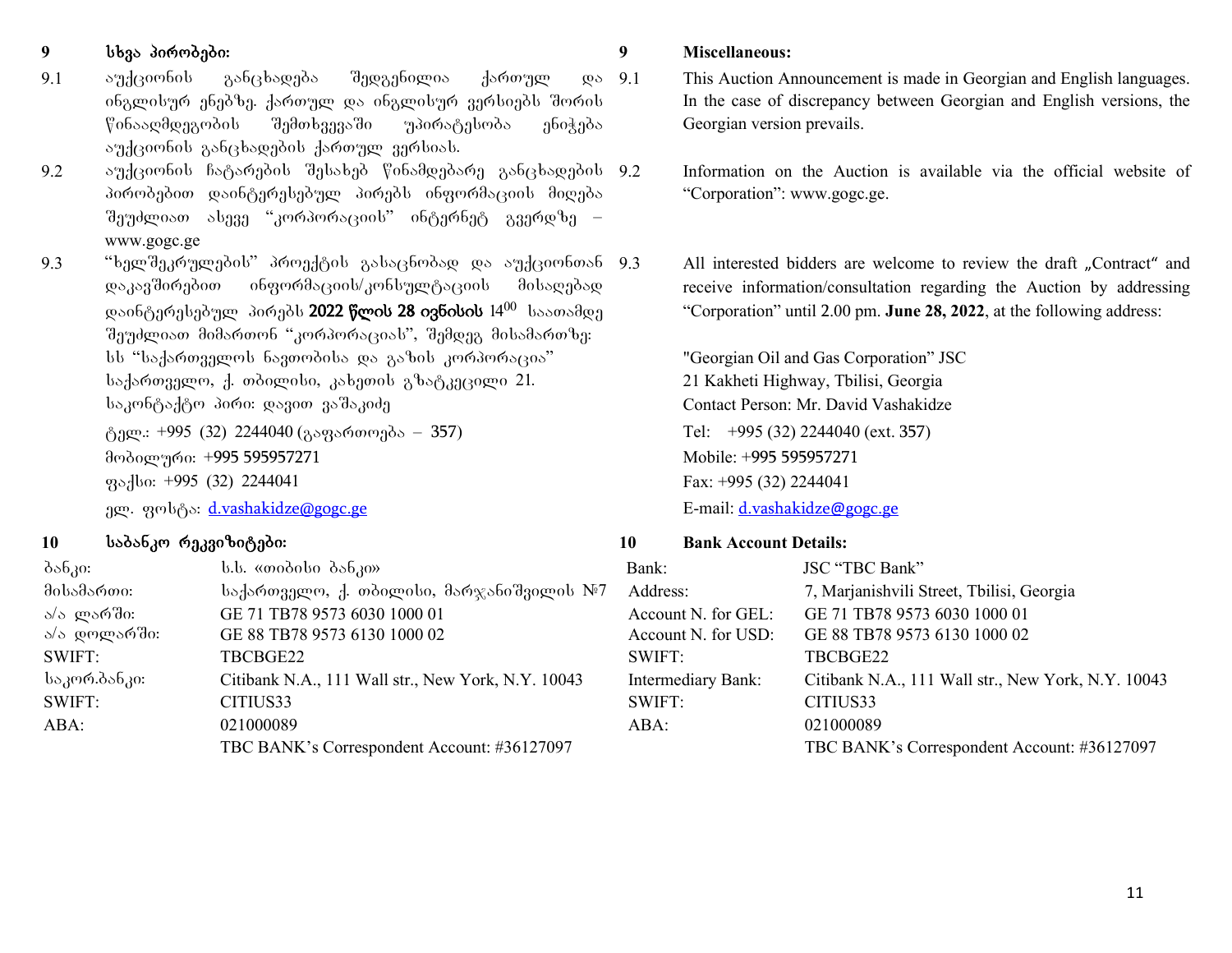## 9 სხვა პირობები:

9.1 აუქციონის განცხადება შედგენილია ქართულ და ინგლისურ ენებზე. ქართულ და ინგლისურ ვერსიებს შორის წინააღმდეგობის შემთხვევაში უპირატესობა ენიჭება აუქციონის განცხადების ქართულ ვერსიას.

9.2 აუქციონის ჩატარების შესახებ წინამდებარე განცხადების პირობებით დაინტერესებულ პირებს ინფორმაციის მიღება შეუძლიათ ასევე "კორპორაციის" ინტერნეტ გვერდზე – www.gogc.ge

9.3 "ხელშეკრულების" პროექტის გასაცნობად და აუქციონთან დაკავშირებით ინფორმაციის/კონსულტაციის მისაღებად დაინტერესებულ პირებს **2022 წლის 28 ივნისის** 14⁰⁰ საათამდე შეუძლიათ მიმართონ "კორპორაციას", შემდეგ მისამართზე:

სს "საქართველოს ნავთობისა და გაზის კორპორაცია"
საქართველო, ქ. თბილისი, კახეთის გზატკეცილი 21.
საკონტაქტო პირი: დავით ვაშაკიძე

ტელ.: +995 (32) 2244040 (გაფართოება – 357)
მობილური: +995 595957271
ფაქსი: +995 (32) 2244041
ელ. ფოსტა: d.vashakidze@gogc.ge

## 10 საბანკო რეკვიზიტები:

| | |
|---|---|
| ბანკი: | ს.ს. «თიბისი ბანკი» |
| მისამართი: | საქართველო, ქ. თბილისი, მარჯანიშვილის №7 |
| ა/ა ლარში: | GE 71 TB78 9573 6030 1000 01 |
| ა/ა დოლარში: | GE 88 TB78 9573 6130 1000 02 |
| SWIFT: | TBCBGE22 |
| საკორ.ბანკი: | Citibank N.A., 111 Wall str., New York, N.Y. 10043 |
| SWIFT: | CITIUS33 |
| ABA: | 021000089 |
| | TBC BANK's Correspondent Account: #36127097 |

## 9 Miscellaneous:

9.1 This Auction Announcement is made in Georgian and English languages. In the case of discrepancy between Georgian and English versions, the Georgian version prevails.

9.2 Information on the Auction is available via the official website of "Corporation": www.gogc.ge.

9.3 All interested bidders are welcome to review the draft „Contract" and receive information/consultation regarding the Auction by addressing "Corporation" until 2.00 pm. **June 28, 2022**, at the following address:

"Georgian Oil and Gas Corporation" JSC
21 Kakheti Highway, Tbilisi, Georgia
Contact Person: Mr. David Vashakidze

Tel: +995 (32) 2244040 (ext. 357)
Mobile: +995 595957271
Fax: +995 (32) 2244041
E-mail: d.vashakidze@gogc.ge

## 10 Bank Account Details:

| | |
|---|---|
| Bank: | JSC "TBC Bank" |
| Address: | 7, Marjanishvili Street, Tbilisi, Georgia |
| Account N. for GEL: | GE 71 TB78 9573 6030 1000 01 |
| Account N. for USD: | GE 88 TB78 9573 6130 1000 02 |
| SWIFT: | TBCBGE22 |
| Intermediary Bank: | Citibank N.A., 111 Wall str., New York, N.Y. 10043 |
| SWIFT: | CITIUS33 |
| ABA: | 021000089 |
| | TBC BANK's Correspondent Account: #36127097 |